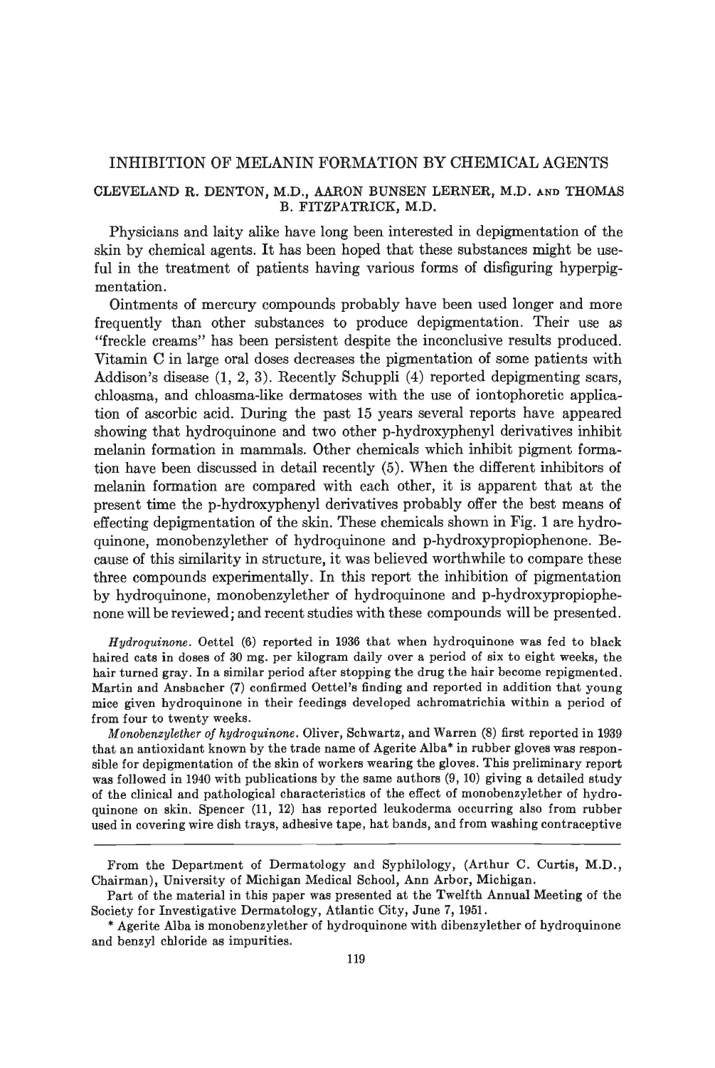# INHIBITION OF MELANIN FORMATION BY CHEMICAL AGENTS

CLEVELAND R. DENTON, M.D., AARON BUNSEN LERNER, M.D. AND THOMAS B. FITZPATRICK, M.D.

Physicians and laity alike have long been interested in depigmentation of the skin by chemical agents. It has been hoped that these substances might be useful in the treatment of patients having various forms of disfiguring hyperpigmentation.

Ointments of mercury compounds probably have been used longer and more frequently than other substances to produce depigmentation. Their use as "freckle creams" has been persistent despite the inconclusive results produced. Vitamin C in large oral doses decreases the pigmentation of some patients with Addison's disease (1, 2, 3). Recently Schuppli (4) reported depigmenting scars, chloasma, and chloasma-like dermatoses with the use of iontophoretic application of ascorbic acid. During the past 15 years several reports have appeared showing that hydroquinone and two other p-hydroxyphenyl derivatives inhibit melanin formation in mammals. Other chemicals which inhibit pigment formation have been discussed in detail recently (5). When the different inhibitors of melanin formation are compared with each other, it is apparent that at the present time the p-hydroxyphenyl derivatives probably offer the best means of effecting depigmentation of the skin. These chemicals shown in Fig. 1 are hydroquinone, monobenzylether of hydroquinone and p-hydroxypropiophenone. Because of this similarity in structure, it was believed worthwhile to compare these three compounds experimentally. In this report the inhibition of pigmentation by hydroquinone, monobenzylether of hydroquinone and p-hydroxypropiophenone will be reviewed; and recent studies with these compounds will be presented.

*Hydroquinone.* Oettel (6) reported in 1936 that when hydroquinone was fed to black haired cats in doses of 30 mg. per kilogram daily over a period of six to eight weeks, the hair turned gray. In a similar period after stopping the drug the hair become repigmented. Martin and Ansbacher (7) confirmed Oettel's finding and reported in addition that young mice given hydroquinone in their feedings developed achromatrichia within a period of from four to twenty weeks.

*Monobenzylether of hydroquinone.* Oliver, Schwartz, and Warren (8) first reported in 1939 that an antioxidant known by the trade name of Agerite Alba* in rubber gloves was responsible for depigmentation of the skin of workers wearing the gloves. This preliminary report was followed in 1940 with publications by the same authors (9, 10) giving a detailed study of the clinical and pathological characteristics of the effect of monobenzylether of hydroquinone on skin. Spencer (11, 12) has reported leukoderma occurring also from rubber used in covering wire dish trays, adhesive tape, hat bands, and from washing contraceptive

---

From the Department of Dermatology and Syphilology, (Arthur C. Curtis, M.D., Chairman), University of Michigan Medical School, Ann Arbor, Michigan.

Part of the material in this paper was presented at the Twelfth Annual Meeting of the Society for Investigative Dermatology, Atlantic City, June 7, 1951.

\* Agerite Alba is monobenzylether of hydroquinone with dibenzylether of hydroquinone and benzyl chloride as impurities.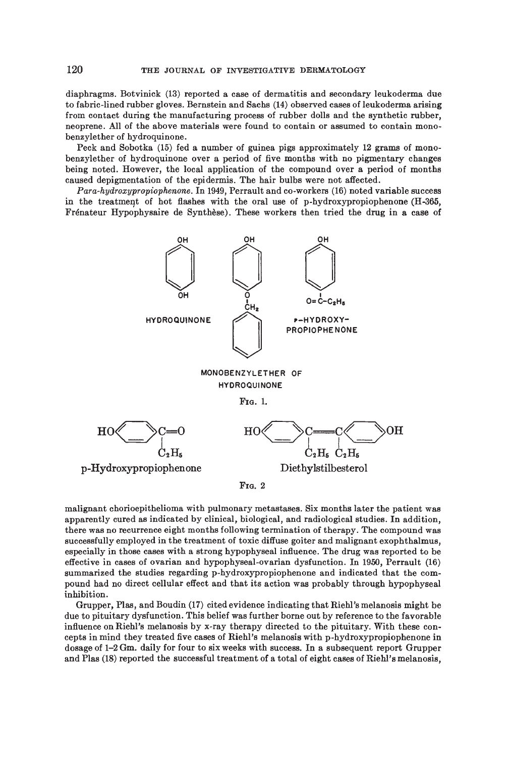diaphragms. Botvinick (13) reported a case of dermatitis and secondary leukoderma due to fabric-lined rubber gloves. Bernstein and Sachs (14) observed cases of leukoderma arising from contact during the manufacturing process of rubber dolls and the synthetic rubber, neoprene. All of the above materials were found to contain or assumed to contain monobenzylether of hydroquinone.

Peck and Sobotka (15) fed a number of guinea pigs approximately 12 grams of monobenzylether of hydroquinone over a period of five months with no pigmentary changes being noted. However, the local application of the compound over a period of months caused depigmentation of the epidermis. The hair bulbs were not affected.

*Para-hydroxypropiophenone.* In 1949, Perrault and co-workers (16) noted variable success in the treatment of hot flashes with the oral use of p-hydroxypropiophenone (H-365, Frénateur Hypophysaire de Synthèse). These workers then tried the drug in a case of

HYDROQUINONE

MONOBENZYLETHER OF HYDROQUINONE

P-HYDROXY-PROPIOPHENONE

FIG. 1.

p-Hydroxypropiophenone

Diethylstilbesterol

FIG. 2

malignant chorioepithelioma with pulmonary metastases. Six months later the patient was apparently cured as indicated by clinical, biological, and radiological studies. In addition, there was no recurrence eight months following termination of therapy. The compound was successfully employed in the treatment of toxic diffuse goiter and malignant exophthalmus, especially in those cases with a strong hypophyseal influence. The drug was reported to be effective in cases of ovarian and hypophyseal-ovarian dysfunction. In 1950, Perrault (16) summarized the studies regarding p-hydroxypropiophenone and indicated that the compound had no direct cellular effect and that its action was probably through hypophyseal inhibition.

Grupper, Plas, and Boudin (17) cited evidence indicating that Riehl's melanosis might be due to pituitary dysfunction. This belief was further borne out by reference to the favorable influence on Riehl's melanosis by x-ray therapy directed to the pituitary. With these concepts in mind they treated five cases of Riehl's melanosis with p-hydroxypropiophenone in dosage of 1–2 Gm. daily for four to six weeks with success. In a subsequent report Grupper and Plas (18) reported the successful treatment of a total of eight cases of Riehl's melanosis,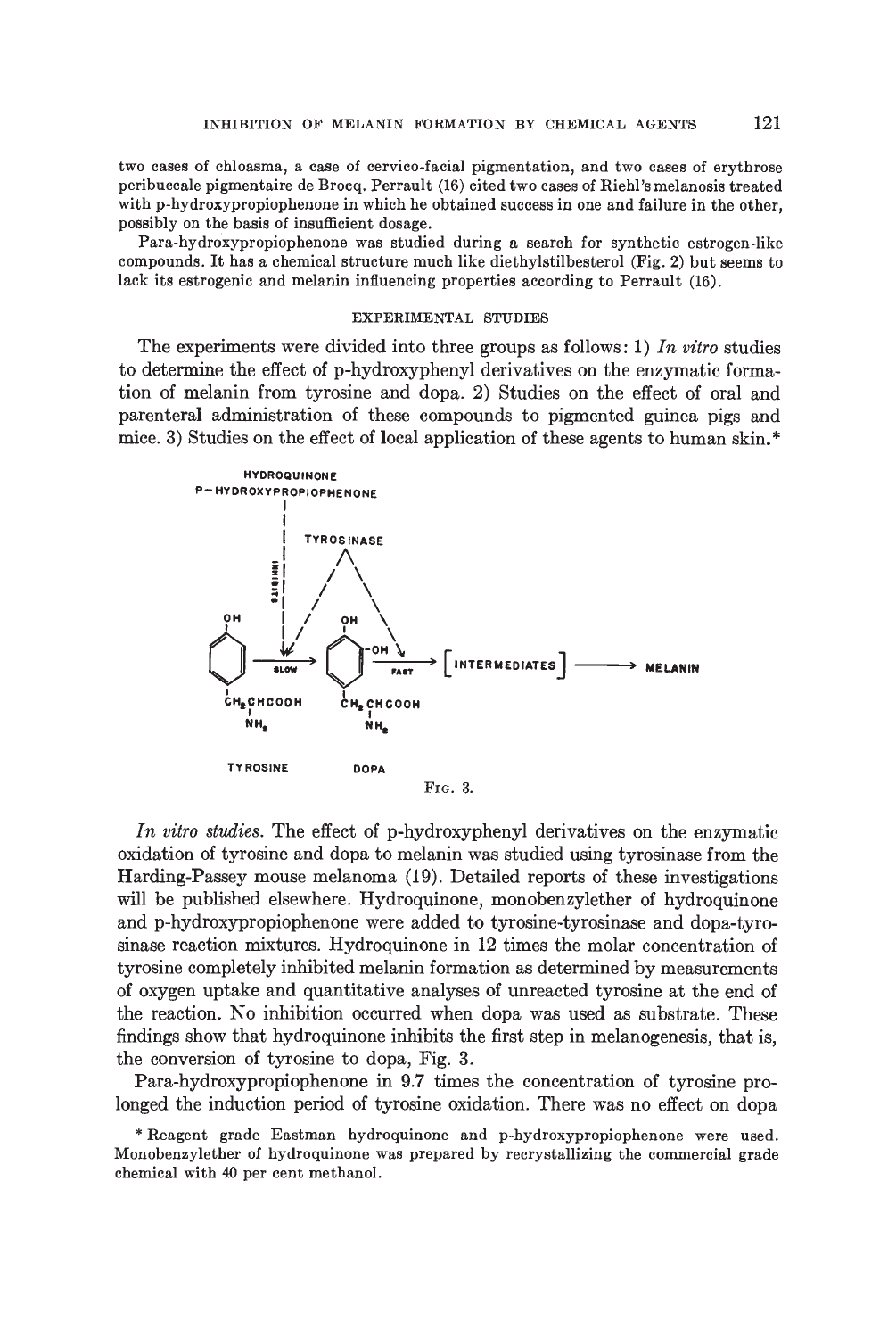two cases of chloasma, a case of cervico-facial pigmentation, and two cases of erythrose peribuccale pigmentaire de Brocq. Perrault (16) cited two cases of Riehl's melanosis treated with p-hydroxypropiophenone in which he obtained success in one and failure in the other, possibly on the basis of insufficient dosage.

Para-hydroxypropiophenone was studied during a search for synthetic estrogen-like compounds. It has a chemical structure much like diethylstilbesterol (Fig. 2) but seems to lack its estrogenic and melanin influencing properties according to Perrault (16).

## EXPERIMENTAL STUDIES

The experiments were divided into three groups as follows: 1) *In vitro* studies to determine the effect of p-hydroxyphenyl derivatives on the enzymatic formation of melanin from tyrosine and dopa. 2) Studies on the effect of oral and parenteral administration of these compounds to pigmented guinea pigs and mice. 3) Studies on the effect of local application of these agents to human skin.*

HYDROQUINONE
P-HYDROXYPROPIOPHENONE
INHIBITS
TYROSINASE
SLOW
FAST
[INTERMEDIATES] → MELANIN
TYROSINE
DOPA

FIG. 3.

*In vitro studies.* The effect of p-hydroxyphenyl derivatives on the enzymatic oxidation of tyrosine and dopa to melanin was studied using tyrosinase from the Harding-Passey mouse melanoma (19). Detailed reports of these investigations will be published elsewhere. Hydroquinone, monobenzylether of hydroquinone and p-hydroxypropiophenone were added to tyrosine-tyrosinase and dopa-tyrosinase reaction mixtures. Hydroquinone in 12 times the molar concentration of tyrosine completely inhibited melanin formation as determined by measurements of oxygen uptake and quantitative analyses of unreacted tyrosine at the end of the reaction. No inhibition occurred when dopa was used as substrate. These findings show that hydroquinone inhibits the first step in melanogenesis, that is, the conversion of tyrosine to dopa, Fig. 3.

Para-hydroxypropiophenone in 9.7 times the concentration of tyrosine prolonged the induction period of tyrosine oxidation. There was no effect on dopa

\* Reagent grade Eastman hydroquinone and p-hydroxypropiophenone were used. Monobenzylether of hydroquinone was prepared by recrystallizing the commercial grade chemical with 40 per cent methanol.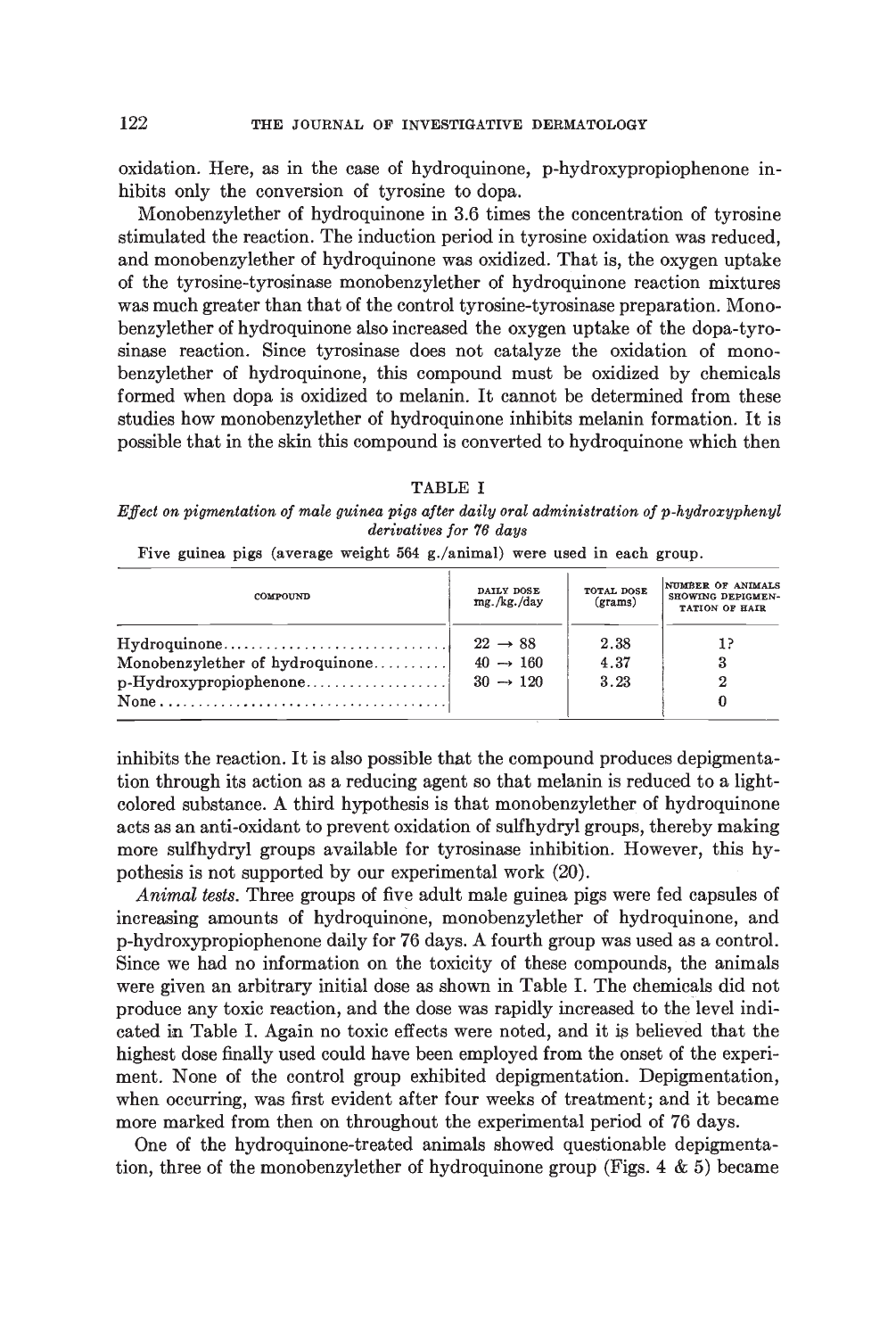oxidation. Here, as in the case of hydroquinone, p-hydroxypropiophenone inhibits only the conversion of tyrosine to dopa.

Monobenzylether of hydroquinone in 3.6 times the concentration of tyrosine stimulated the reaction. The induction period in tyrosine oxidation was reduced, and monobenzylether of hydroquinone was oxidized. That is, the oxygen uptake of the tyrosine-tyrosinase monobenzylether of hydroquinone reaction mixtures was much greater than that of the control tyrosine-tyrosinase preparation. Monobenzylether of hydroquinone also increased the oxygen uptake of the dopa-tyrosinase reaction. Since tyrosinase does not catalyze the oxidation of monobenzylether of hydroquinone, this compound must be oxidized by chemicals formed when dopa is oxidized to melanin. It cannot be determined from these studies how monobenzylether of hydroquinone inhibits melanin formation. It is possible that in the skin this compound is converted to hydroquinone which then inhibits the reaction. It is also possible that the compound produces depigmentation through its action as a reducing agent so that melanin is reduced to a light-colored substance. A third hypothesis is that monobenzylether of hydroquinone acts as an anti-oxidant to prevent oxidation of sulfhydryl groups, thereby making more sulfhydryl groups available for tyrosinase inhibition. However, this hypothesis is not supported by our experimental work (20).

TABLE I

*Effect on pigmentation of male guinea pigs after daily oral administration of p-hydroxyphenyl derivatives for 76 days*

Five guinea pigs (average weight 564 g./animal) were used in each group.

| COMPOUND | DAILY DOSE mg./kg./day | TOTAL DOSE (grams) | NUMBER OF ANIMALS SHOWING DEPIGMENTATION OF HAIR |
|---|---|---|---|
| Hydroquinone | 22 → 88 | 2.38 | 1? |
| Monobenzylether of hydroquinone | 40 → 160 | 4.37 | 3 |
| p-Hydroxypropiophenone | 30 → 120 | 3.23 | 2 |
| None | | | 0 |

*Animal tests.* Three groups of five adult male guinea pigs were fed capsules of increasing amounts of hydroquinone, monobenzylether of hydroquinone, and p-hydroxypropiophenone daily for 76 days. A fourth group was used as a control. Since we had no information on the toxicity of these compounds, the animals were given an arbitrary initial dose as shown in Table I. The chemicals did not produce any toxic reaction, and the dose was rapidly increased to the level indicated in Table I. Again no toxic effects were noted, and it is believed that the highest dose finally used could have been employed from the onset of the experiment. None of the control group exhibited depigmentation. Depigmentation, when occurring, was first evident after four weeks of treatment; and it became more marked from then on throughout the experimental period of 76 days.

One of the hydroquinone-treated animals showed questionable depigmentation, three of the monobenzylether of hydroquinone group (Figs. 4 & 5) became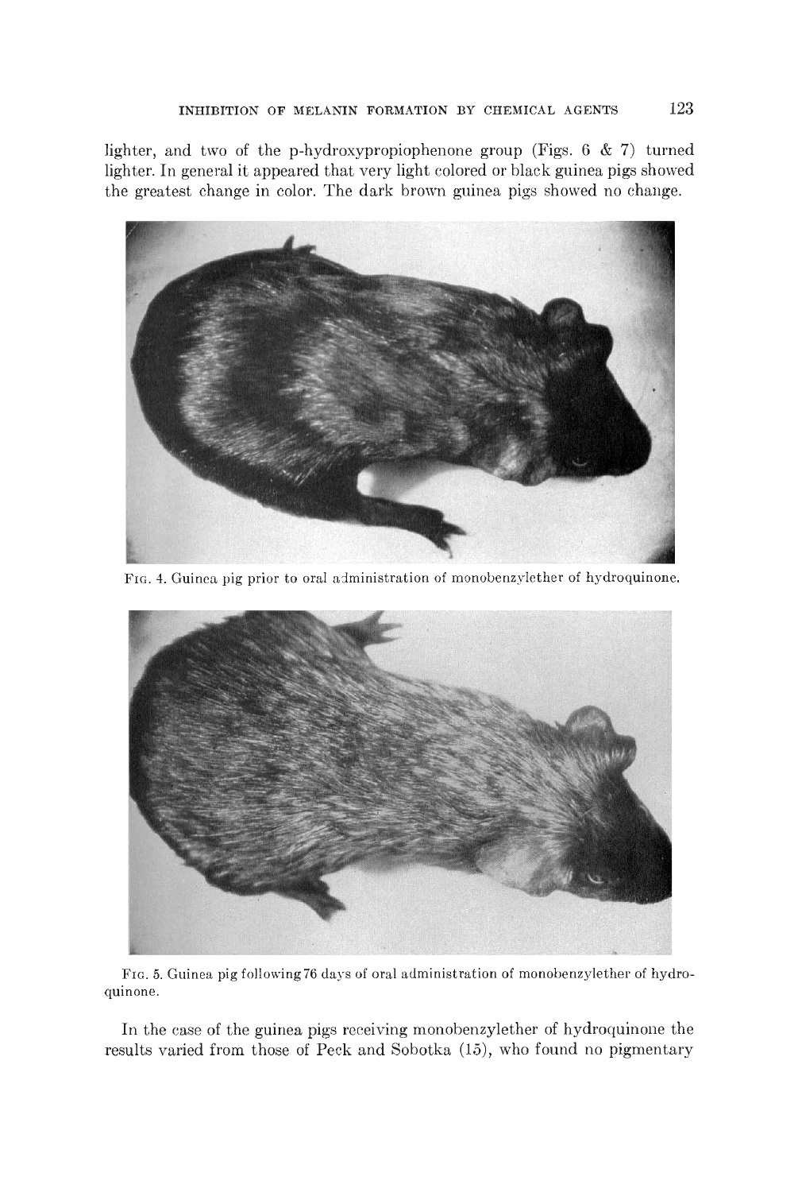lighter, and two of the p-hydroxypropiophenone group (Figs. 6 & 7) turned lighter. In general it appeared that very light colored or black guinea pigs showed the greatest change in color. The dark brown guinea pigs showed no change.

FIG. 4. Guinea pig prior to oral administration of monobenzylether of hydroquinone.

FIG. 5. Guinea pig following 76 days of oral administration of monobenzylether of hydroquinone.

In the case of the guinea pigs receiving monobenzylether of hydroquinone the results varied from those of Peck and Sobotka (15), who found no pigmentary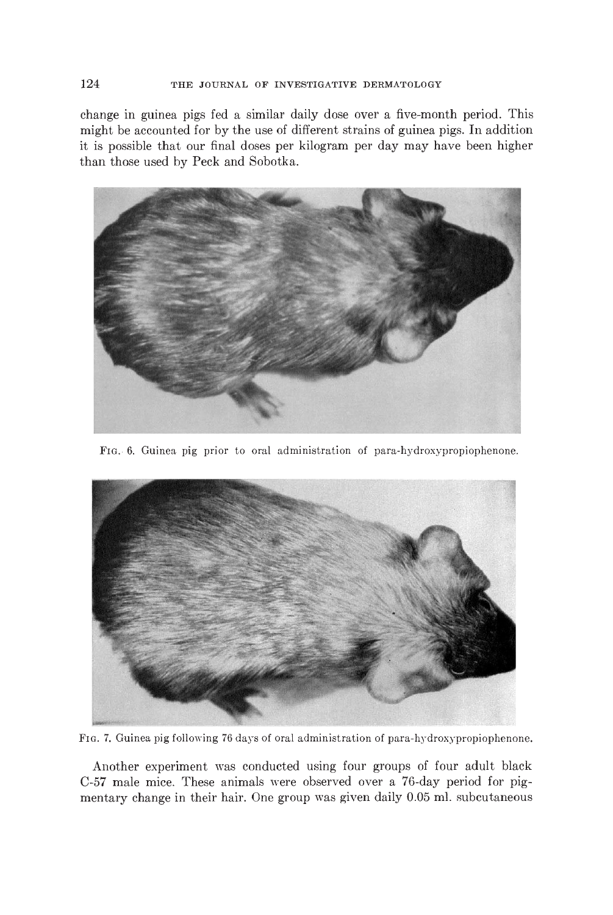change in guinea pigs fed a similar daily dose over a five-month period. This might be accounted for by the use of different strains of guinea pigs. In addition it is possible that our final doses per kilogram per day may have been higher than those used by Peck and Sobotka.

FIG. 6. Guinea pig prior to oral administration of para-hydroxypropiophenone.

FIG. 7. Guinea pig following 76 days of oral administration of para-hydroxypropiophenone.

Another experiment was conducted using four groups of four adult black C-57 male mice. These animals were observed over a 76-day period for pigmentary change in their hair. One group was given daily 0.05 ml. subcutaneous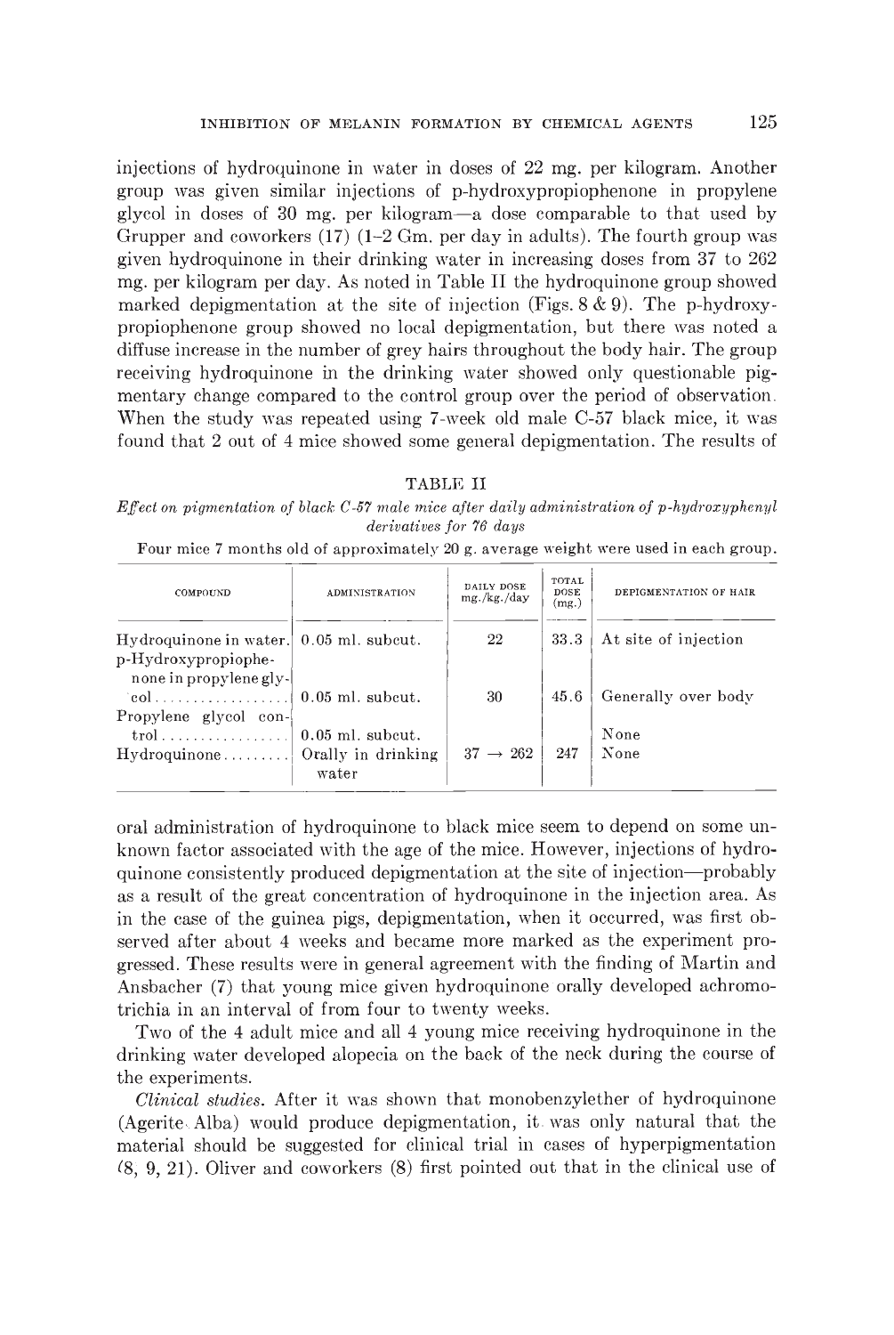injections of hydroquinone in water in doses of 22 mg. per kilogram. Another group was given similar injections of p-hydroxypropiophenone in propylene glycol in doses of 30 mg. per kilogram—a dose comparable to that used by Grupper and coworkers (17) (1–2 Gm. per day in adults). The fourth group was given hydroquinone in their drinking water in increasing doses from 37 to 262 mg. per kilogram per day. As noted in Table II the hydroquinone group showed marked depigmentation at the site of injection (Figs. 8 & 9). The p-hydroxypropiophenone group showed no local depigmentation, but there was noted a diffuse increase in the number of grey hairs throughout the body hair. The group receiving hydroquinone in the drinking water showed only questionable pigmentary change compared to the control group over the period of observation. When the study was repeated using 7-week old male C-57 black mice, it was found that 2 out of 4 mice showed some general depigmentation. The results of

TABLE II

*Effect on pigmentation of black C-57 male mice after daily administration of p-hydroxyphenyl derivatives for 76 days*

Four mice 7 months old of approximately 20 g. average weight were used in each group.

| COMPOUND | ADMINISTRATION | DAILY DOSE mg./kg./day | TOTAL DOSE (mg.) | DEPIGMENTATION OF HAIR |
|---|---|---|---|---|
| Hydroquinone in water | 0.05 ml. subcut. | 22 | 33.3 | At site of injection |
| p-Hydroxypropiophenone in propylene glycol | 0.05 ml. subcut. | 30 | 45.6 | Generally over body |
| Propylene glycol control | 0.05 ml. subcut. | | | None |
| Hydroquinone | Orally in drinking water | 37 → 262 | 247 | None |

oral administration of hydroquinone to black mice seem to depend on some unknown factor associated with the age of the mice. However, injections of hydroquinone consistently produced depigmentation at the site of injection—probably as a result of the great concentration of hydroquinone in the injection area. As in the case of the guinea pigs, depigmentation, when it occurred, was first observed after about 4 weeks and became more marked as the experiment progressed. These results were in general agreement with the finding of Martin and Ansbacher (7) that young mice given hydroquinone orally developed achromotrichia in an interval of from four to twenty weeks.

Two of the 4 adult mice and all 4 young mice receiving hydroquinone in the drinking water developed alopecia on the back of the neck during the course of the experiments.

*Clinical studies.* After it was shown that monobenzylether of hydroquinone (Agerite Alba) would produce depigmentation, it was only natural that the material should be suggested for clinical trial in cases of hyperpigmentation (8, 9, 21). Oliver and coworkers (8) first pointed out that in the clinical use of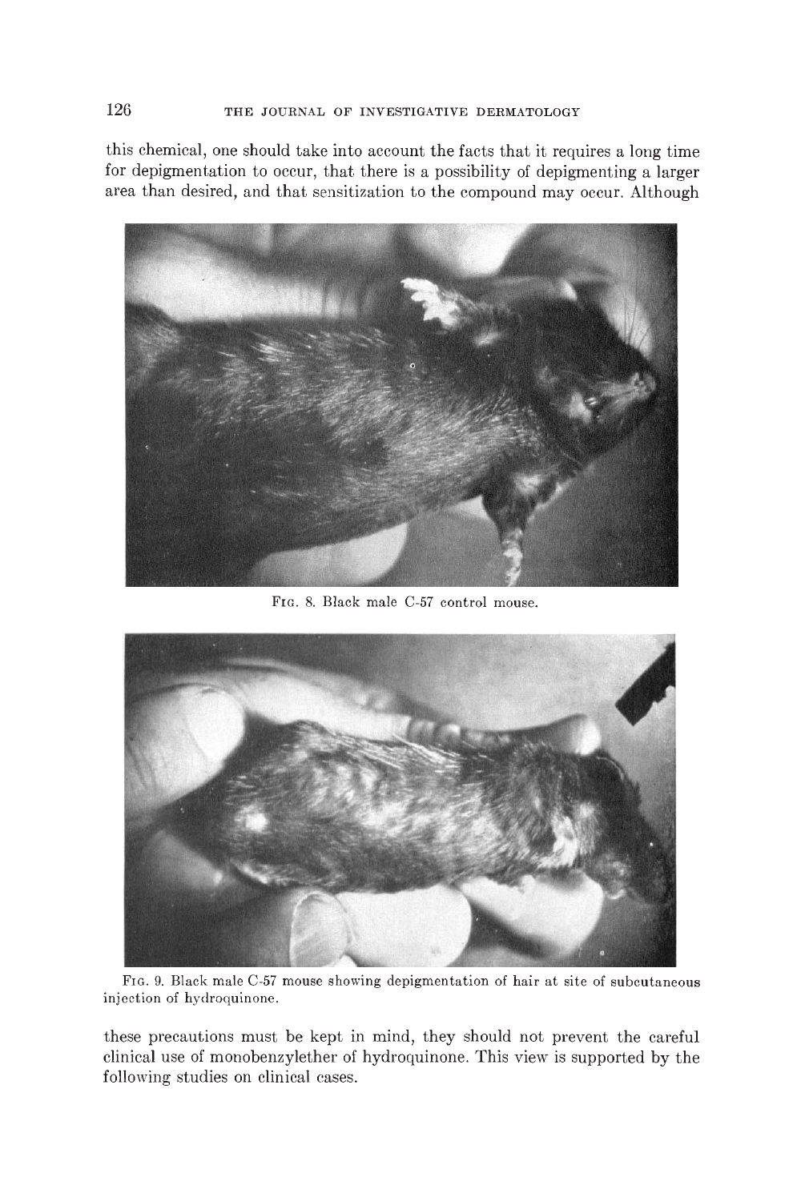this chemical, one should take into account the facts that it requires a long time for depigmentation to occur, that there is a possibility of depigmenting a larger area than desired, and that sensitization to the compound may occur. Although

FIG. 8. Black male C-57 control mouse.

FIG. 9. Black male C-57 mouse showing depigmentation of hair at site of subcutaneous injection of hydroquinone.

these precautions must be kept in mind, they should not prevent the careful clinical use of monobenzylether of hydroquinone. This view is supported by the following studies on clinical cases.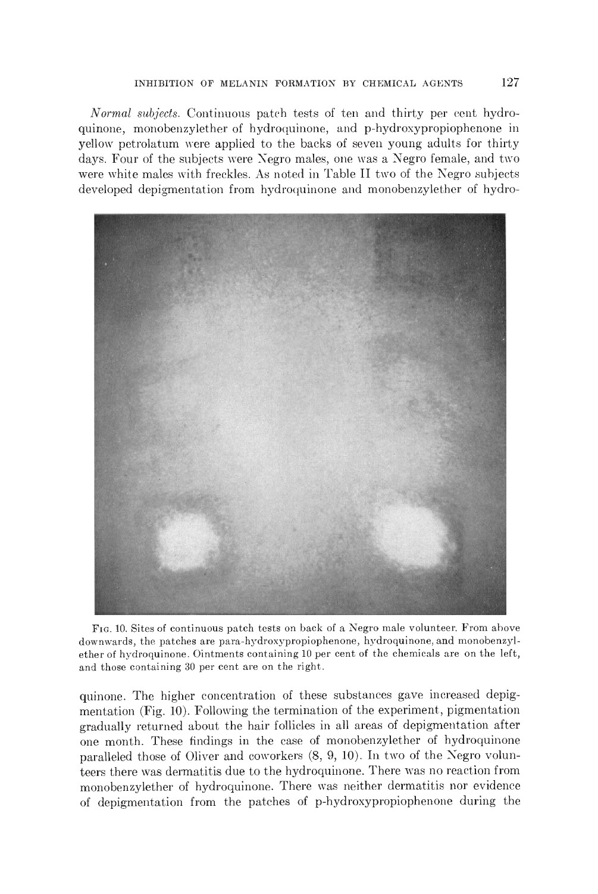*Normal subjects.* Continuous patch tests of ten and thirty per cent hydroquinone, monobenzylether of hydroquinone, and p-hydroxypropiophenone in yellow petrolatum were applied to the backs of seven young adults for thirty days. Four of the subjects were Negro males, one was a Negro female, and two were white males with freckles. As noted in Table II two of the Negro subjects developed depigmentation from hydroquinone and monobenzylether of hydroquinone. The higher concentration of these substances gave increased depigmentation (Fig. 10). Following the termination of the experiment, pigmentation gradually returned about the hair follicles in all areas of depigmentation after one month. These findings in the case of monobenzylether of hydroquinone paralleled those of Oliver and coworkers (8, 9, 10). In two of the Negro volunteers there was dermatitis due to the hydroquinone. There was no reaction from monobenzylether of hydroquinone. There was neither dermatitis nor evidence of depigmentation from the patches of p-hydroxypropiophenone during the

FIG. 10. Sites of continuous patch tests on back of a Negro male volunteer. From above downwards, the patches are para-hydroxypropiophenone, hydroquinone, and monobenzylether of hydroquinone. Ointments containing 10 per cent of the chemicals are on the left, and those containing 30 per cent are on the right.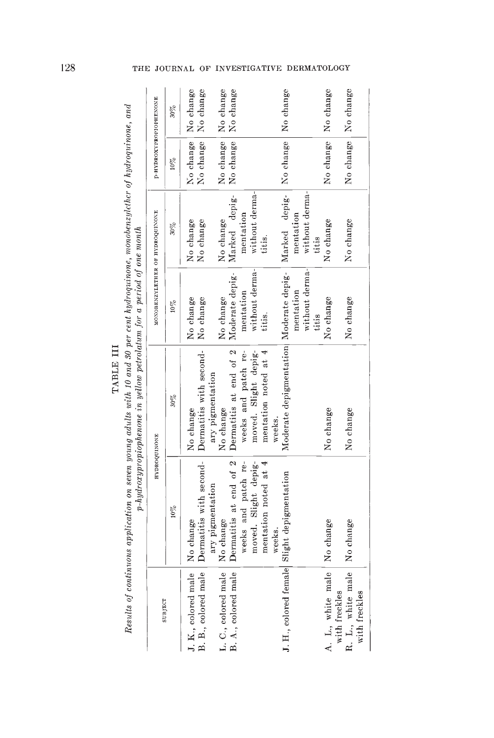TABLE III

*Results of continuous application on seven young adults with 10 and 30 per cent hydroquinone, monobenzylether of hydroquinone, and p-hydroxypropiophenone in yellow petrolatum for a period of one month*

| SUBJECT | HYDROQUINONE | | MONOBENZYLETHER OF HYDROQUINONE | | P-HYDROXYPROPIOPHENONE | |
|---|---|---|---|---|---|---|
| | 10% | 30% | 10% | 30% | 10% | 30% |
| J. K., colored male | No change | No change | No change | No change | No change | No change |
| B. B., colored male | Dermatitis with secondary pigmentation | Dermatitis with secondary pigmentation | No change | No change | No change | No change |
| L. C., colored male | No change | No change | No change | No change | No change | No change |
| B. A., colored male | Dermatitis at end of 2 weeks and patch removed. Slight depigmentation noted at 4 weeks. | Dermatitis at end of 2 weeks and patch removed. Slight depigmentation noted at 4 weeks. | Moderate depigmentation without dermatitis. | Marked depigmentation without dermatitis. | No change | No change |
| J. H., colored female | Slight depigmentation | Moderate depigmentation | Moderate depigmentation without dermatitis | Marked depigmentation without dermatitis | No change | No change |
| A. L., white male with freckles | No change | No change | No change | No change | No change | No change |
| R. L., white male with freckles | No change | No change | No change | No change | No change | No change |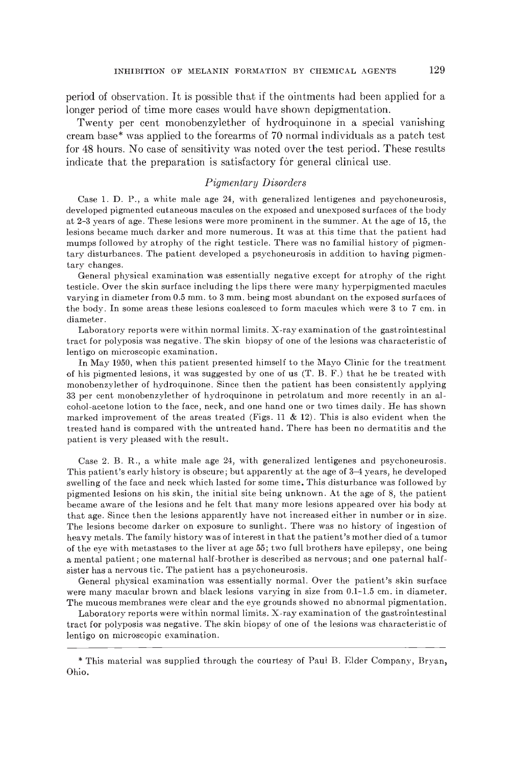period of observation. It is possible that if the ointments had been applied for a longer period of time more cases would have shown depigmentation.

Twenty per cent monobenzylether of hydroquinone in a special vanishing cream base* was applied to the forearms of 70 normal individuals as a patch test for 48 hours. No case of sensitivity was noted over the test period. These results indicate that the preparation is satisfactory for general clinical use.

### *Pigmentary Disorders*

Case 1. D. P., a white male age 24, with generalized lentigenes and psychoneurosis, developed pigmented cutaneous macules on the exposed and unexposed surfaces of the body at 2–3 years of age. These lesions were more prominent in the summer. At the age of 15, the lesions became much darker and more numerous. It was at this time that the patient had mumps followed by atrophy of the right testicle. There was no familial history of pigmentary disturbances. The patient developed a psychoneurosis in addition to having pigmentary changes.

General physical examination was essentially negative except for atrophy of the right testicle. Over the skin surface including the lips there were many hyperpigmented macules varying in diameter from 0.5 mm. to 3 mm. being most abundant on the exposed surfaces of the body. In some areas these lesions coalesced to form macules which were 3 to 7 cm. in diameter.

Laboratory reports were within normal limits. X-ray examination of the gastrointestinal tract for polyposis was negative. The skin biopsy of one of the lesions was characteristic of lentigo on microscopic examination.

In May 1950, when this patient presented himself to the Mayo Clinic for the treatment of his pigmented lesions, it was suggested by one of us (T. B. F.) that he be treated with monobenzylether of hydroquinone. Since then the patient has been consistently applying 33 per cent monobenzylether of hydroquinone in petrolatum and more recently in an alcohol-acetone lotion to the face, neck, and one hand one or two times daily. He has shown marked improvement of the areas treated (Figs. 11 & 12). This is also evident when the treated hand is compared with the untreated hand. There has been no dermatitis and the patient is very pleased with the result.

Case 2. B. R., a white male age 24, with generalized lentigenes and psychoneurosis. This patient's early history is obscure; but apparently at the age of 3–4 years, he developed swelling of the face and neck which lasted for some time. This disturbance was followed by pigmented lesions on his skin, the initial site being unknown. At the age of 8, the patient became aware of the lesions and he felt that many more lesions appeared over his body at that age. Since then the lesions apparently have not increased either in number or in size. The lesions become darker on exposure to sunlight. There was no history of ingestion of heavy metals. The family history was of interest in that the patient's mother died of a tumor of the eye with metastases to the liver at age 55; two full brothers have epilepsy, one being a mental patient; one maternal half-brother is described as nervous; and one paternal half-sister has a nervous tic. The patient has a psychoneurosis.

General physical examination was essentially normal. Over the patient's skin surface were many macular brown and black lesions varying in size from 0.1–1.5 cm. in diameter. The mucous membranes were clear and the eye grounds showed no abnormal pigmentation.

Laboratory reports were within normal limits. X-ray examination of the gastrointestinal tract for polyposis was negative. The skin biopsy of one of the lesions was characteristic of lentigo on microscopic examination.

---

\* This material was supplied through the courtesy of Paul B. Elder Company, Bryan, Ohio.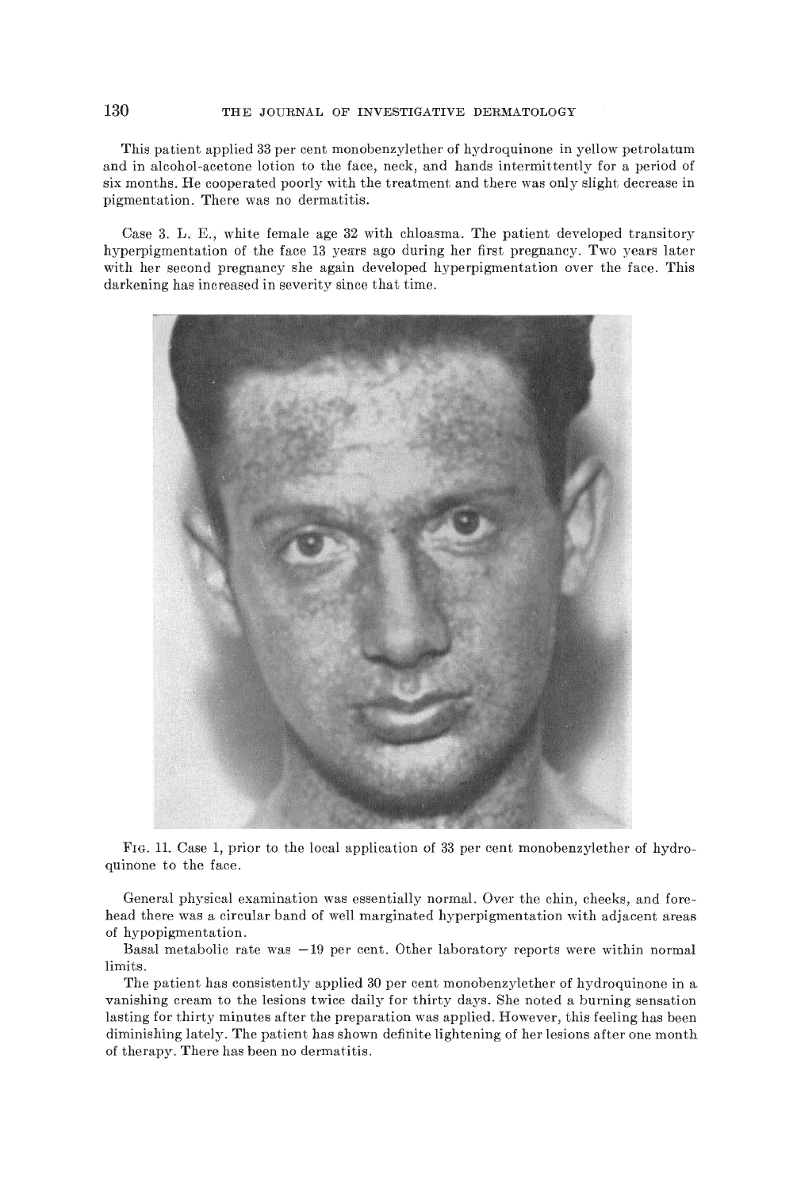This patient applied 33 per cent monobenzylether of hydroquinone in yellow petrolatum and in alcohol-acetone lotion to the face, neck, and hands intermittently for a period of six months. He cooperated poorly with the treatment and there was only slight decrease in pigmentation. There was no dermatitis.

Case 3. L. E., white female age 32 with chloasma. The patient developed transitory hyperpigmentation of the face 13 years ago during her first pregnancy. Two years later with her second pregnancy she again developed hyperpigmentation over the face. This darkening has increased in severity since that time.

FIG. 11. Case 1, prior to the local application of 33 per cent monobenzylether of hydroquinone to the face.

General physical examination was essentially normal. Over the chin, cheeks, and forehead there was a circular band of well marginated hyperpigmentation with adjacent areas of hypopigmentation.

Basal metabolic rate was −19 per cent. Other laboratory reports were within normal limits.

The patient has consistently applied 30 per cent monobenzylether of hydroquinone in a vanishing cream to the lesions twice daily for thirty days. She noted a burning sensation lasting for thirty minutes after the preparation was applied. However, this feeling has been diminishing lately. The patient has shown definite lightening of her lesions after one month of therapy. There has been no dermatitis.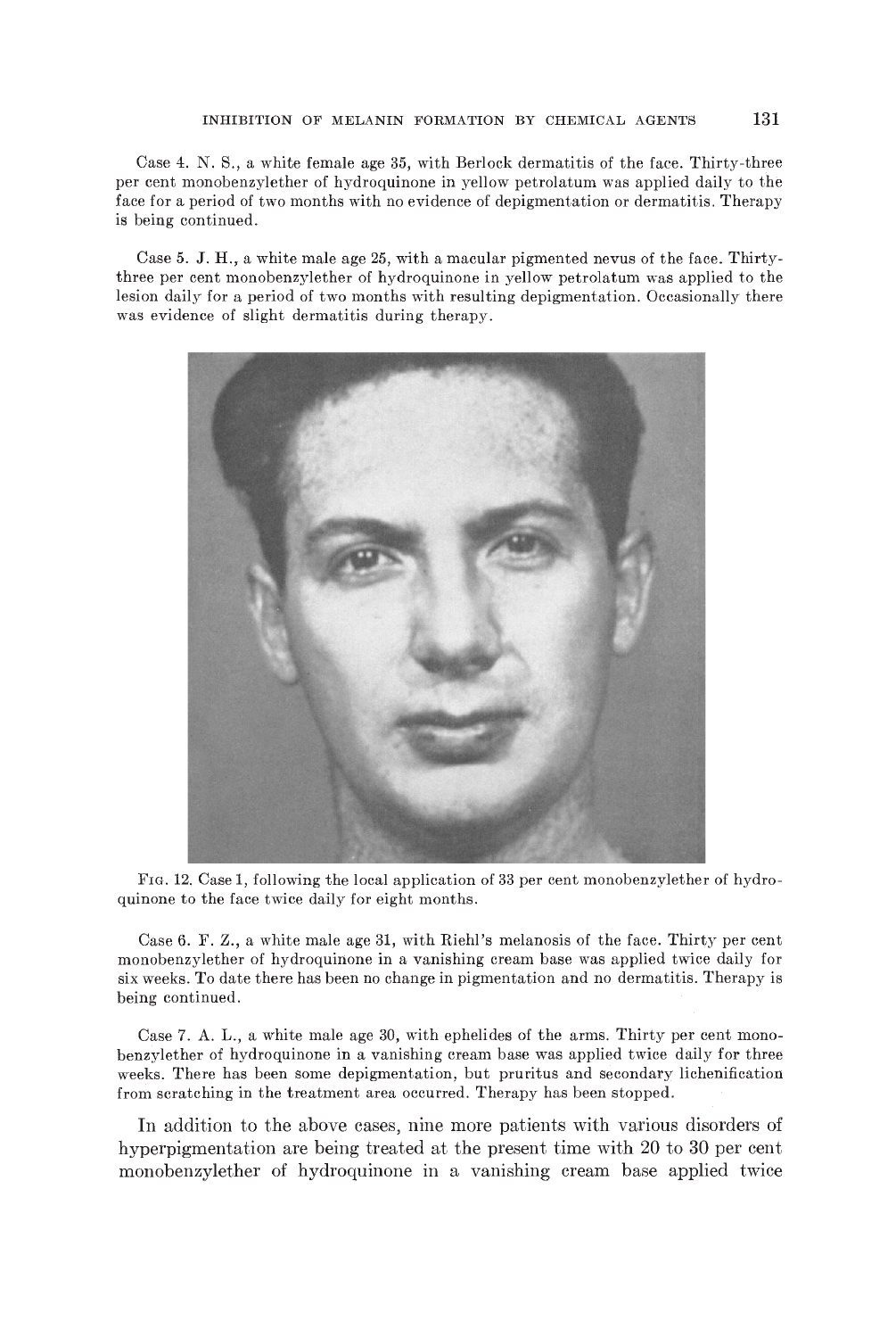Case 4. N. S., a white female age 35, with Berlock dermatitis of the face. Thirty-three per cent monobenzylether of hydroquinone in yellow petrolatum was applied daily to the face for a period of two months with no evidence of depigmentation or dermatitis. Therapy is being continued.

Case 5. J. H., a white male age 25, with a macular pigmented nevus of the face. Thirty-three per cent monobenzylether of hydroquinone in yellow petrolatum was applied to the lesion daily for a period of two months with resulting depigmentation. Occasionally there was evidence of slight dermatitis during therapy.

FIG. 12. Case 1, following the local application of 33 per cent monobenzylether of hydroquinone to the face twice daily for eight months.

Case 6. F. Z., a white male age 31, with Riehl's melanosis of the face. Thirty per cent monobenzylether of hydroquinone in a vanishing cream base was applied twice daily for six weeks. To date there has been no change in pigmentation and no dermatitis. Therapy is being continued.

Case 7. A. L., a white male age 30, with ephelides of the arms. Thirty per cent monobenzylether of hydroquinone in a vanishing cream base was applied twice daily for three weeks. There has been some depigmentation, but pruritus and secondary lichenification from scratching in the treatment area occurred. Therapy has been stopped.

In addition to the above cases, nine more patients with various disorders of hyperpigmentation are being treated at the present time with 20 to 30 per cent monobenzylether of hydroquinone in a vanishing cream base applied twice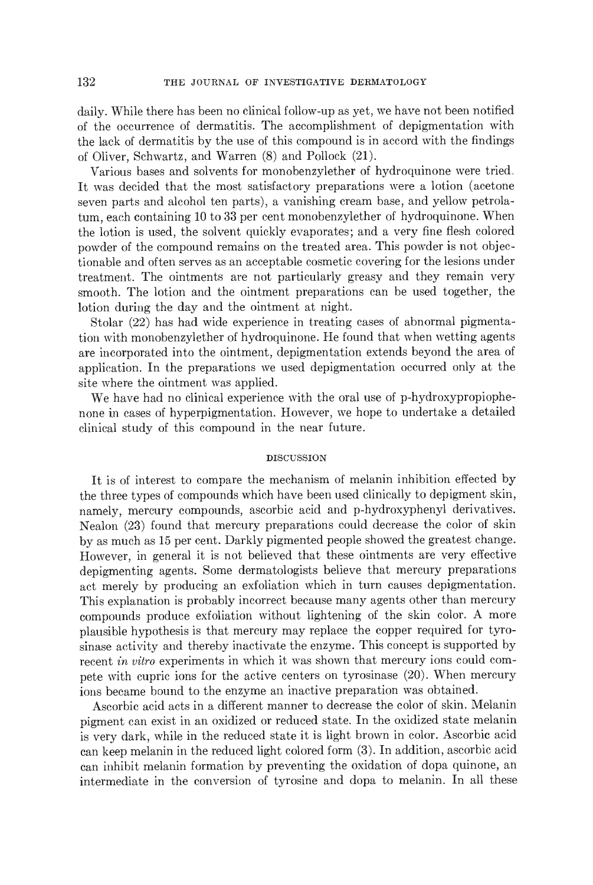daily. While there has been no clinical follow-up as yet, we have not been notified of the occurrence of dermatitis. The accomplishment of depigmentation with the lack of dermatitis by the use of this compound is in accord with the findings of Oliver, Schwartz, and Warren (8) and Pollock (21).

Various bases and solvents for monobenzylether of hydroquinone were tried. It was decided that the most satisfactory preparations were a lotion (acetone seven parts and alcohol ten parts), a vanishing cream base, and yellow petrolatum, each containing 10 to 33 per cent monobenzylether of hydroquinone. When the lotion is used, the solvent quickly evaporates; and a very fine flesh colored powder of the compound remains on the treated area. This powder is not objectionable and often serves as an acceptable cosmetic covering for the lesions under treatment. The ointments are not particularly greasy and they remain very smooth. The lotion and the ointment preparations can be used together, the lotion during the day and the ointment at night.

Stolar (22) has had wide experience in treating cases of abnormal pigmentation with monobenzylether of hydroquinone. He found that when wetting agents are incorporated into the ointment, depigmentation extends beyond the area of application. In the preparations we used depigmentation occurred only at the site where the ointment was applied.

We have had no clinical experience with the oral use of p-hydroxypropiophenone in cases of hyperpigmentation. However, we hope to undertake a detailed clinical study of this compound in the near future.

## DISCUSSION

It is of interest to compare the mechanism of melanin inhibition effected by the three types of compounds which have been used clinically to depigment skin, namely, mercury compounds, ascorbic acid and p-hydroxyphenyl derivatives. Nealon (23) found that mercury preparations could decrease the color of skin by as much as 15 per cent. Darkly pigmented people showed the greatest change. However, in general it is not believed that these ointments are very effective depigmenting agents. Some dermatologists believe that mercury preparations act merely by producing an exfoliation which in turn causes depigmentation. This explanation is probably incorrect because many agents other than mercury compounds produce exfoliation without lightening of the skin color. A more plausible hypothesis is that mercury may replace the copper required for tyrosinase activity and thereby inactivate the enzyme. This concept is supported by recent *in vitro* experiments in which it was shown that mercury ions could compete with cupric ions for the active centers on tyrosinase (20). When mercury ions became bound to the enzyme an inactive preparation was obtained.

Ascorbic acid acts in a different manner to decrease the color of skin. Melanin pigment can exist in an oxidized or reduced state. In the oxidized state melanin is very dark, while in the reduced state it is light brown in color. Ascorbic acid can keep melanin in the reduced light colored form (3). In addition, ascorbic acid can inhibit melanin formation by preventing the oxidation of dopa quinone, an intermediate in the conversion of tyrosine and dopa to melanin. In all these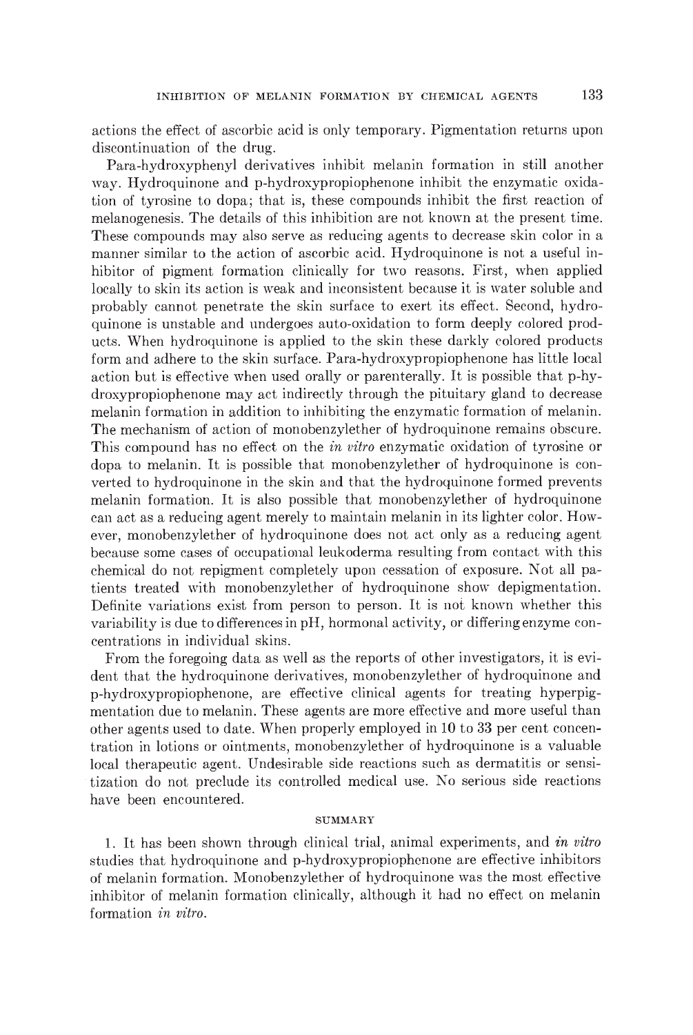actions the effect of ascorbic acid is only temporary. Pigmentation returns upon discontinuation of the drug.

Para-hydroxyphenyl derivatives inhibit melanin formation in still another way. Hydroquinone and p-hydroxypropiophenone inhibit the enzymatic oxidation of tyrosine to dopa; that is, these compounds inhibit the first reaction of melanogenesis. The details of this inhibition are not known at the present time. These compounds may also serve as reducing agents to decrease skin color in a manner similar to the action of ascorbic acid. Hydroquinone is not a useful inhibitor of pigment formation clinically for two reasons. First, when applied locally to skin its action is weak and inconsistent because it is water soluble and probably cannot penetrate the skin surface to exert its effect. Second, hydroquinone is unstable and undergoes auto-oxidation to form deeply colored products. When hydroquinone is applied to the skin these darkly colored products form and adhere to the skin surface. Para-hydroxypropiophenone has little local action but is effective when used orally or parenterally. It is possible that p-hydroxypropiophenone may act indirectly through the pituitary gland to decrease melanin formation in addition to inhibiting the enzymatic formation of melanin. The mechanism of action of monobenzylether of hydroquinone remains obscure. This compound has no effect on the *in vitro* enzymatic oxidation of tyrosine or dopa to melanin. It is possible that monobenzylether of hydroquinone is converted to hydroquinone in the skin and that the hydroquinone formed prevents melanin formation. It is also possible that monobenzylether of hydroquinone can act as a reducing agent merely to maintain melanin in its lighter color. However, monobenzylether of hydroquinone does not act only as a reducing agent because some cases of occupational leukoderma resulting from contact with this chemical do not repigment completely upon cessation of exposure. Not all patients treated with monobenzylether of hydroquinone show depigmentation. Definite variations exist from person to person. It is not known whether this variability is due to differences in pH, hormonal activity, or differing enzyme concentrations in individual skins.

From the foregoing data as well as the reports of other investigators, it is evident that the hydroquinone derivatives, monobenzylether of hydroquinone and p-hydroxypropiophenone, are effective clinical agents for treating hyperpigmentation due to melanin. These agents are more effective and more useful than other agents used to date. When properly employed in 10 to 33 per cent concentration in lotions or ointments, monobenzylether of hydroquinone is a valuable local therapeutic agent. Undesirable side reactions such as dermatitis or sensitization do not preclude its controlled medical use. No serious side reactions have been encountered.

## SUMMARY

1. It has been shown through clinical trial, animal experiments, and *in vitro* studies that hydroquinone and p-hydroxypropiophenone are effective inhibitors of melanin formation. Monobenzylether of hydroquinone was the most effective inhibitor of melanin formation clinically, although it had no effect on melanin formation *in vitro*.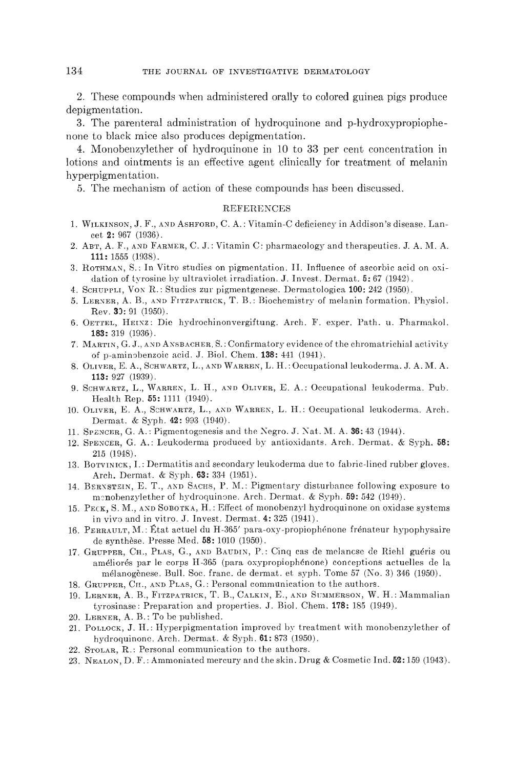2. These compounds when administered orally to colored guinea pigs produce depigmentation.

3. The parenteral administration of hydroquinone and p-hydroxypropiophenone to black mice also produces depigmentation.

4. Monobenzylether of hydroquinone in 10 to 33 per cent concentration in lotions and ointments is an effective agent clinically for treatment of melanin hyperpigmentation.

5. The mechanism of action of these compounds has been discussed.

## REFERENCES

1. Wilkinson, J. F., and Ashford, C. A.: Vitamin-C deficiency in Addison's disease. Lancet **2:** 967 (1936).
2. Abt, A. F., and Farmer, C. J.: Vitamin C: pharmacology and therapeutics. J. A. M. A. **111:** 1555 (1938).
3. Rothman, S.: In Vitro studies on pigmentation. II. Influence of ascorbic acid on oxidation of tyrosine by ultraviolet irradiation. J. Invest. Dermat. **5:** 67 (1942).
4. Schuppli, Von R.: Studies zur pigmentgenese. Dermatologica **100:** 242 (1950).
5. Lerner, A. B., and Fitzpatrick, T. B.: Biochemistry of melanin formation. Physiol. Rev. **30:** 91 (1950).
6. Oettel, Heinz: Die hydrochinonvergiftung. Arch. F. exper. Path. u. Pharmakol. **183:** 319 (1936).
7. Martin, G. J., and Ansbacher, S.: Confirmatory evidence of the chromatrichial activity of p-aminobenzoic acid. J. Biol. Chem. **138:** 441 (1941).
8. Oliver, E. A., Schwartz, L., and Warren, L. H.: Occupational leukoderma. J. A. M. A. **113:** 927 (1939).
9. Schwartz, L., Warren, L. H., and Oliver, E. A.: Occupational leukoderma. Pub. Health Rep. **55:** 1111 (1940).
10. Oliver, E. A., Schwartz, L., and Warren, L. H.: Occupational leukoderma. Arch. Dermat. & Syph. **42:** 993 (1940).
11. Spencer, G. A.: Pigmentogenesis and the Negro. J. Nat. M. A. **36:** 43 (1944).
12. Spencer, G. A.: Leukoderma produced by antioxidants. Arch. Dermat. & Syph. **58:** 215 (1948).
13. Botvinick, I.: Dermatitis and secondary leukoderma due to fabric-lined rubber gloves. Arch. Dermat. & Syph. **63:** 334 (1951).
14. Bernstein, E. T., and Sachs, P. M.: Pigmentary disturbance following exposure to monobenzylether of hydroquinone. Arch. Dermat. & Syph. **59:** 542 (1949).
15. Peck, S. M., and Sobotka, H.: Effect of monobenzyl hydroquinone on oxidase systems in vivo and in vitro. J. Invest. Dermat. **4:** 325 (1941).
16. Perrault, M.: État actuel du H-365' para-oxy-propiophénone frénateur hypophysaire de synthèse. Presse Med. **58:** 1010 (1950).
17. Grupper, Ch., Plas, G., and Baudin, P.: Cinq cas de melancse de Riehl guéris ou améliorés par le corps H-365 (para oxypropiophénone) conceptions actuelles de la mélanogènese. Bull. Soc. franc. de dermat. et syph. Tome 57 (No. 3) 346 (1950).
18. Grupper, Ch., and Plas, G.: Personal communication to the authors.
19. Lerner, A. B., Fitzpatrick, T. B., Calkin, E., and Summerson, W. H.: Mammalian tyrosinase: Preparation and properties. J. Biol. Chem. **178:** 185 (1949).
20. Lerner, A. B.: To be published.
21. Pollock, J. H.: Hyperpigmentation improved by treatment with monobenzylether of hydroquinone. Arch. Dermat. & Syph. **61:** 873 (1950).
22. Stolar, R.: Personal communication to the authors.
23. Nealon, D. F.: Ammoniated mercury and the skin. Drug & Cosmetic Ind. **52:** 159 (1943).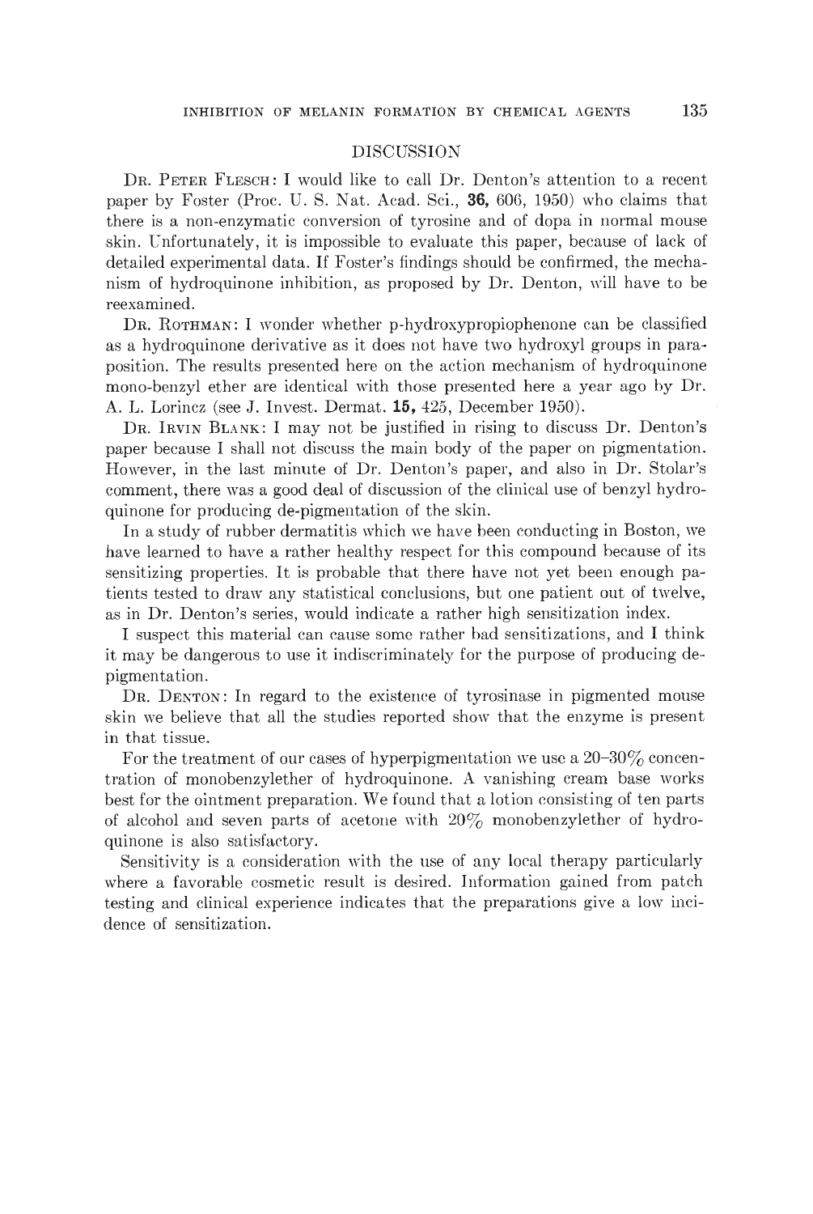## DISCUSSION

Dr. Peter Flesch: I would like to call Dr. Denton's attention to a recent paper by Foster (Proc. U. S. Nat. Acad. Sci., **36,** 606, 1950) who claims that there is a non-enzymatic conversion of tyrosine and of dopa in normal mouse skin. Unfortunately, it is impossible to evaluate this paper, because of lack of detailed experimental data. If Foster's findings should be confirmed, the mechanism of hydroquinone inhibition, as proposed by Dr. Denton, will have to be reexamined.

Dr. Rothman: I wonder whether p-hydroxypropiophenone can be classified as a hydroquinone derivative as it does not have two hydroxyl groups in para-position. The results presented here on the action mechanism of hydroquinone mono-benzyl ether are identical with those presented here a year ago by Dr. A. L. Lorincz (see J. Invest. Dermat. **15,** 425, December 1950).

Dr. Irvin Blank: I may not be justified in rising to discuss Dr. Denton's paper because I shall not discuss the main body of the paper on pigmentation. However, in the last minute of Dr. Denton's paper, and also in Dr. Stolar's comment, there was a good deal of discussion of the clinical use of benzyl hydroquinone for producing de-pigmentation of the skin.

In a study of rubber dermatitis which we have been conducting in Boston, we have learned to have a rather healthy respect for this compound because of its sensitizing properties. It is probable that there have not yet been enough patients tested to draw any statistical conclusions, but one patient out of twelve, as in Dr. Denton's series, would indicate a rather high sensitization index.

I suspect this material can cause some rather bad sensitizations, and I think it may be dangerous to use it indiscriminately for the purpose of producing depigmentation.

Dr. Denton: In regard to the existence of tyrosinase in pigmented mouse skin we believe that all the studies reported show that the enzyme is present in that tissue.

For the treatment of our cases of hyperpigmentation we use a 20–30% concentration of monobenzylether of hydroquinone. A vanishing cream base works best for the ointment preparation. We found that a lotion consisting of ten parts of alcohol and seven parts of acetone with 20% monobenzylether of hydroquinone is also satisfactory.

Sensitivity is a consideration with the use of any local therapy particularly where a favorable cosmetic result is desired. Information gained from patch testing and clinical experience indicates that the preparations give a low incidence of sensitization.